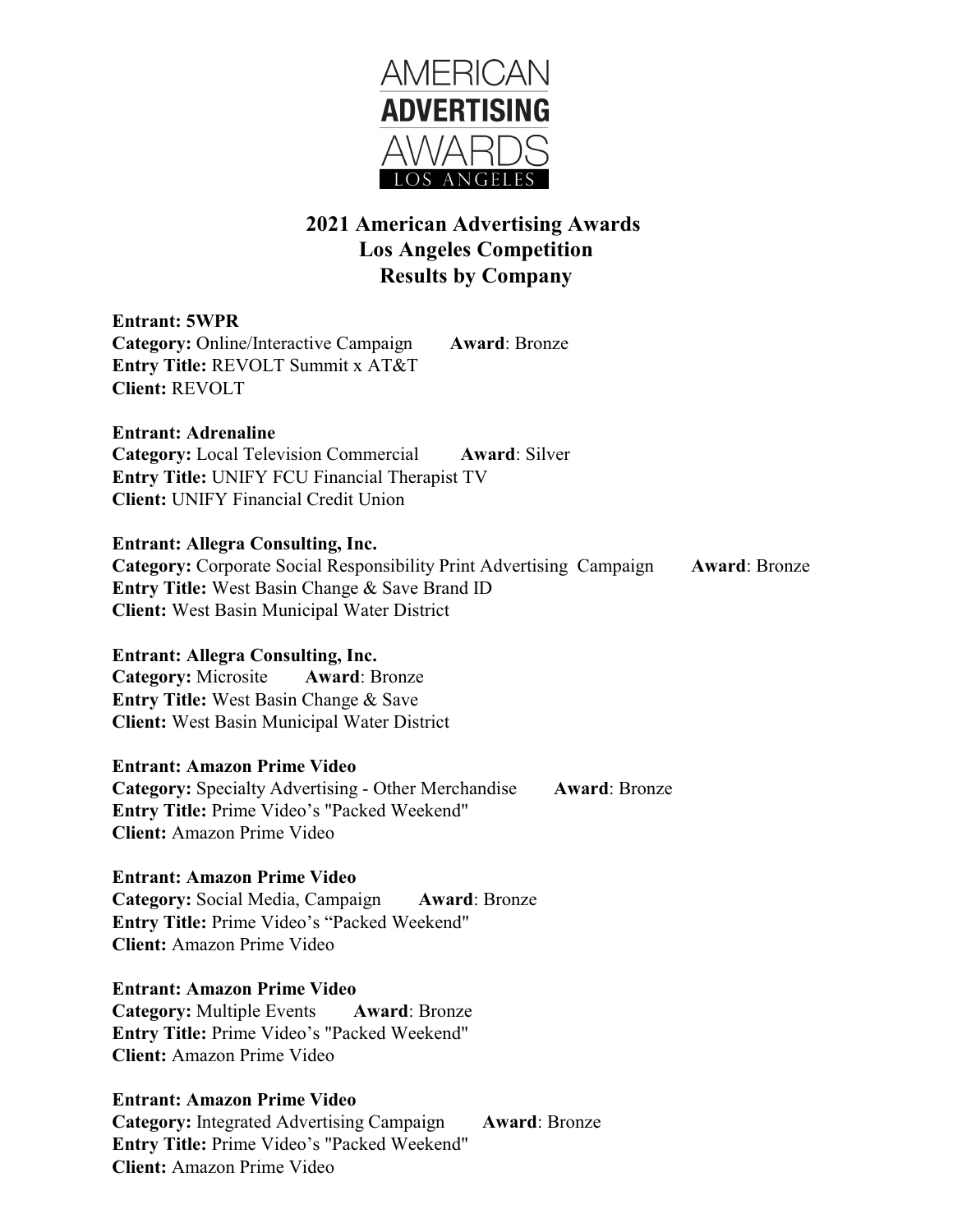AMERICAN
**ADVERTISING**
AWARDS
LOS ANGELES

# 2021 American Advertising Awards
## Los Angeles Competition
## Results by Company

**Entrant: 5WPR**
**Category:** Online/Interactive Campaign **Award**: Bronze
**Entry Title:** REVOLT Summit x AT&T
**Client:** REVOLT

**Entrant: Adrenaline**
**Category:** Local Television Commercial **Award**: Silver
**Entry Title:** UNIFY FCU Financial Therapist TV
**Client:** UNIFY Financial Credit Union

**Entrant: Allegra Consulting, Inc.**
**Category:** Corporate Social Responsibility Print Advertising Campaign **Award**: Bronze
**Entry Title:** West Basin Change & Save Brand ID
**Client:** West Basin Municipal Water District

**Entrant: Allegra Consulting, Inc.**
**Category:** Microsite **Award**: Bronze
**Entry Title:** West Basin Change & Save
**Client:** West Basin Municipal Water District

**Entrant: Amazon Prime Video**
**Category:** Specialty Advertising - Other Merchandise **Award**: Bronze
**Entry Title:** Prime Video's "Packed Weekend"
**Client:** Amazon Prime Video

**Entrant: Amazon Prime Video**
**Category:** Social Media, Campaign **Award**: Bronze
**Entry Title:** Prime Video's "Packed Weekend"
**Client:** Amazon Prime Video

**Entrant: Amazon Prime Video**
**Category:** Multiple Events **Award**: Bronze
**Entry Title:** Prime Video's "Packed Weekend"
**Client:** Amazon Prime Video

**Entrant: Amazon Prime Video**
**Category:** Integrated Advertising Campaign **Award**: Bronze
**Entry Title:** Prime Video's "Packed Weekend"
**Client:** Amazon Prime Video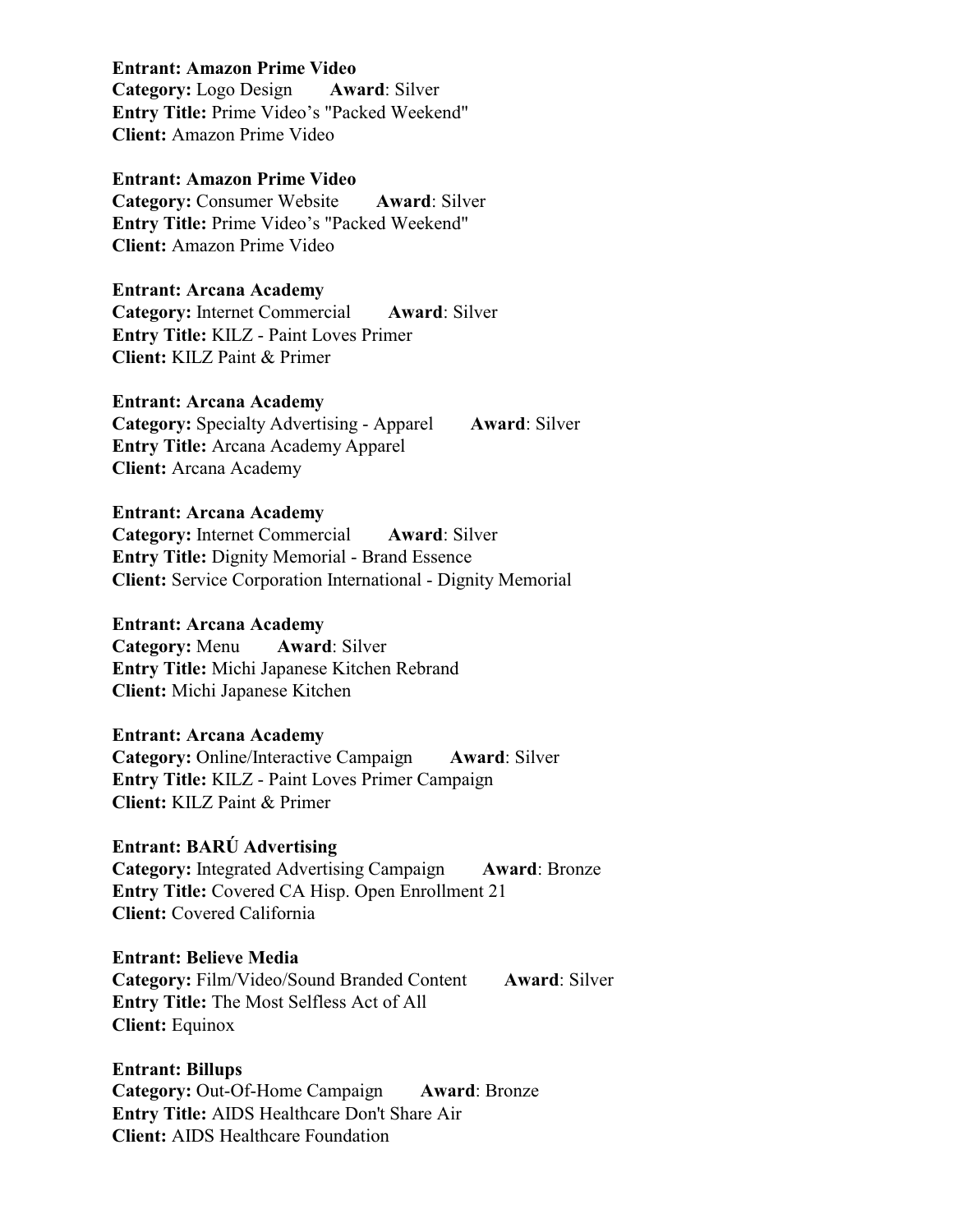**Entrant: Amazon Prime Video**
**Category:** Logo Design **Award**: Silver
**Entry Title:** Prime Video's "Packed Weekend"
**Client:** Amazon Prime Video

**Entrant: Amazon Prime Video**
**Category:** Consumer Website **Award**: Silver
**Entry Title:** Prime Video's "Packed Weekend"
**Client:** Amazon Prime Video

**Entrant: Arcana Academy**
**Category:** Internet Commercial **Award**: Silver
**Entry Title:** KILZ - Paint Loves Primer
**Client:** KILZ Paint & Primer

**Entrant: Arcana Academy**
**Category:** Specialty Advertising - Apparel **Award**: Silver
**Entry Title:** Arcana Academy Apparel
**Client:** Arcana Academy

**Entrant: Arcana Academy**
**Category:** Internet Commercial **Award**: Silver
**Entry Title:** Dignity Memorial - Brand Essence
**Client:** Service Corporation International - Dignity Memorial

**Entrant: Arcana Academy**
**Category:** Menu **Award**: Silver
**Entry Title:** Michi Japanese Kitchen Rebrand
**Client:** Michi Japanese Kitchen

**Entrant: Arcana Academy**
**Category:** Online/Interactive Campaign **Award**: Silver
**Entry Title:** KILZ - Paint Loves Primer Campaign
**Client:** KILZ Paint & Primer

**Entrant: BARÚ Advertising**
**Category:** Integrated Advertising Campaign **Award**: Bronze
**Entry Title:** Covered CA Hisp. Open Enrollment 21
**Client:** Covered California

**Entrant: Believe Media**
**Category:** Film/Video/Sound Branded Content **Award**: Silver
**Entry Title:** The Most Selfless Act of All
**Client:** Equinox

**Entrant: Billups**
**Category:** Out-Of-Home Campaign **Award**: Bronze
**Entry Title:** AIDS Healthcare Don't Share Air
**Client:** AIDS Healthcare Foundation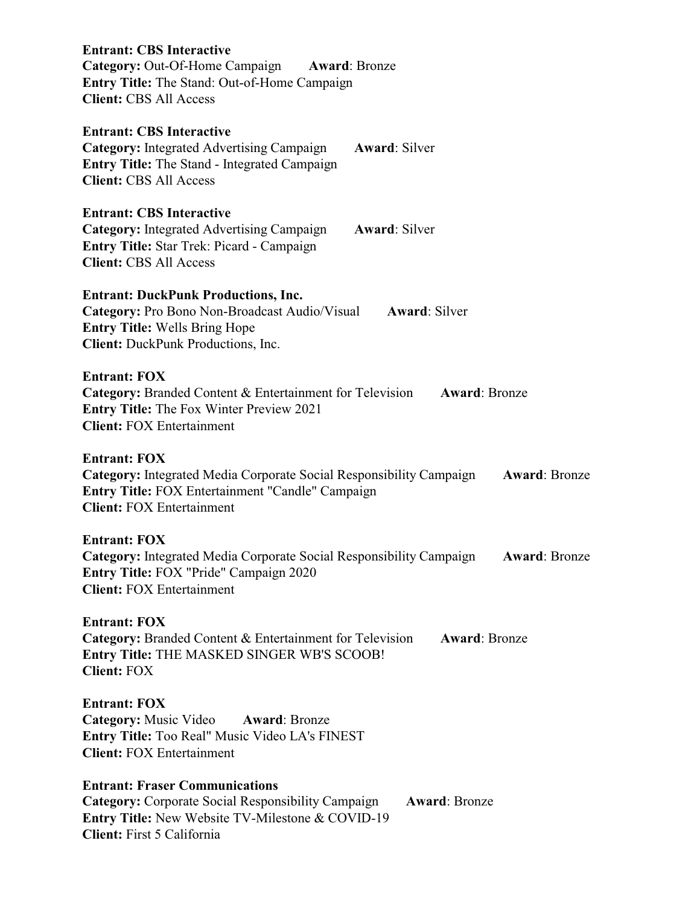**Entrant: CBS Interactive**
**Category:** Out-Of-Home Campaign **Award**: Bronze
**Entry Title:** The Stand: Out-of-Home Campaign
**Client:** CBS All Access

**Entrant: CBS Interactive**
**Category:** Integrated Advertising Campaign **Award**: Silver
**Entry Title:** The Stand - Integrated Campaign
**Client:** CBS All Access

**Entrant: CBS Interactive**
**Category:** Integrated Advertising Campaign **Award**: Silver
**Entry Title:** Star Trek: Picard - Campaign
**Client:** CBS All Access

**Entrant: DuckPunk Productions, Inc.**
**Category:** Pro Bono Non-Broadcast Audio/Visual **Award**: Silver
**Entry Title:** Wells Bring Hope
**Client:** DuckPunk Productions, Inc.

**Entrant: FOX**
**Category:** Branded Content & Entertainment for Television **Award**: Bronze
**Entry Title:** The Fox Winter Preview 2021
**Client:** FOX Entertainment

**Entrant: FOX**
**Category:** Integrated Media Corporate Social Responsibility Campaign **Award**: Bronze
**Entry Title:** FOX Entertainment "Candle" Campaign
**Client:** FOX Entertainment

**Entrant: FOX**
**Category:** Integrated Media Corporate Social Responsibility Campaign **Award**: Bronze
**Entry Title:** FOX "Pride" Campaign 2020
**Client:** FOX Entertainment

**Entrant: FOX**
**Category:** Branded Content & Entertainment for Television **Award**: Bronze
**Entry Title:** THE MASKED SINGER WB'S SCOOB!
**Client:** FOX

**Entrant: FOX**
**Category:** Music Video **Award**: Bronze
**Entry Title:** Too Real" Music Video LA's FINEST
**Client:** FOX Entertainment

**Entrant: Fraser Communications**
**Category:** Corporate Social Responsibility Campaign **Award**: Bronze
**Entry Title:** New Website TV-Milestone & COVID-19
**Client:** First 5 California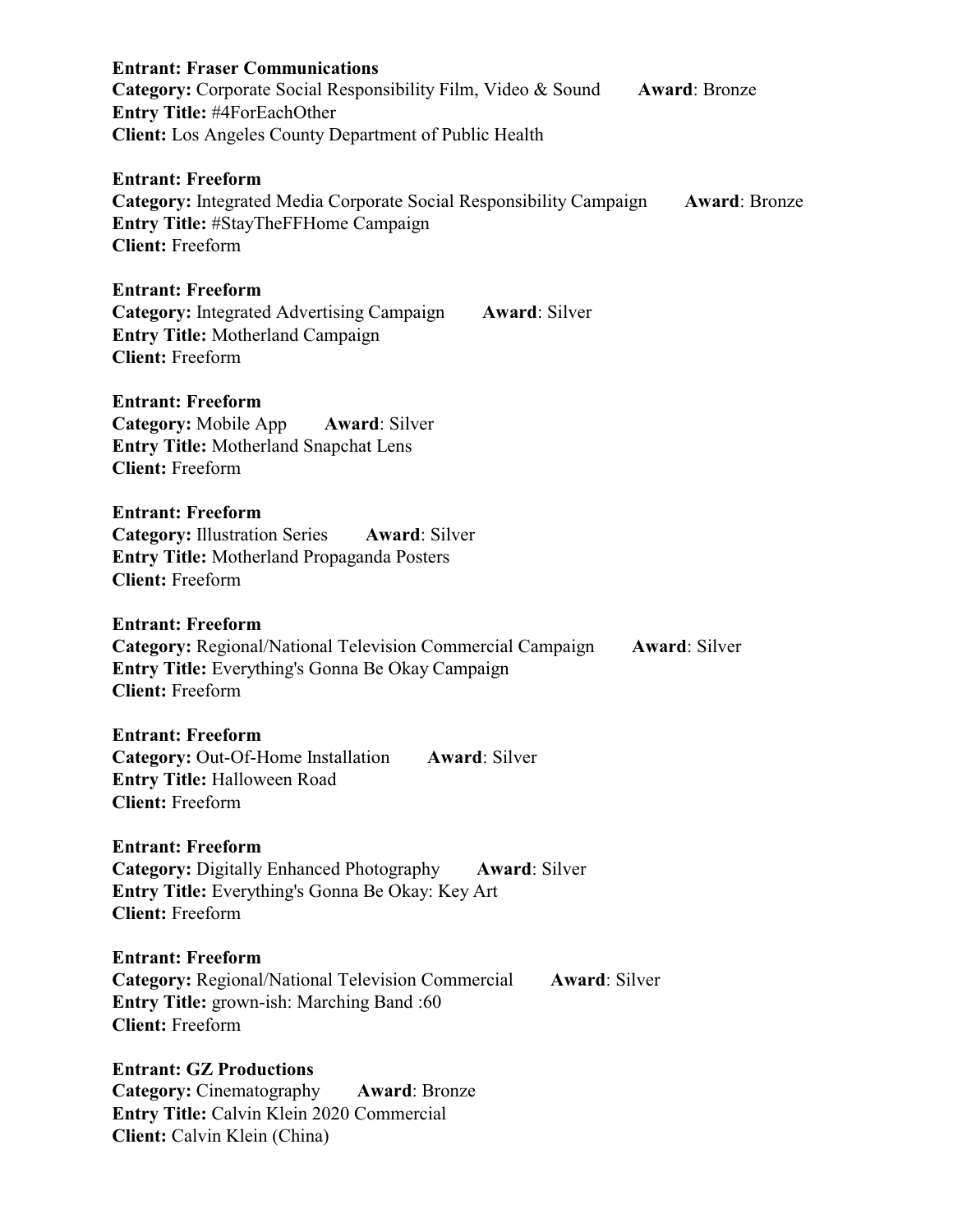**Entrant: Fraser Communications**
**Category:** Corporate Social Responsibility Film, Video & Sound **Award**: Bronze
**Entry Title:** #4ForEachOther
**Client:** Los Angeles County Department of Public Health

**Entrant: Freeform**
**Category:** Integrated Media Corporate Social Responsibility Campaign **Award**: Bronze
**Entry Title:** #StayTheFFHome Campaign
**Client:** Freeform

**Entrant: Freeform**
**Category:** Integrated Advertising Campaign **Award**: Silver
**Entry Title:** Motherland Campaign
**Client:** Freeform

**Entrant: Freeform**
**Category:** Mobile App **Award**: Silver
**Entry Title:** Motherland Snapchat Lens
**Client:** Freeform

**Entrant: Freeform**
**Category:** Illustration Series **Award**: Silver
**Entry Title:** Motherland Propaganda Posters
**Client:** Freeform

**Entrant: Freeform**
**Category:** Regional/National Television Commercial Campaign **Award**: Silver
**Entry Title:** Everything's Gonna Be Okay Campaign
**Client:** Freeform

**Entrant: Freeform**
**Category:** Out-Of-Home Installation **Award**: Silver
**Entry Title:** Halloween Road
**Client:** Freeform

**Entrant: Freeform**
**Category:** Digitally Enhanced Photography **Award**: Silver
**Entry Title:** Everything's Gonna Be Okay: Key Art
**Client:** Freeform

**Entrant: Freeform**
**Category:** Regional/National Television Commercial **Award**: Silver
**Entry Title:** grown-ish: Marching Band :60
**Client:** Freeform

**Entrant: GZ Productions**
**Category:** Cinematography **Award**: Bronze
**Entry Title:** Calvin Klein 2020 Commercial
**Client:** Calvin Klein (China)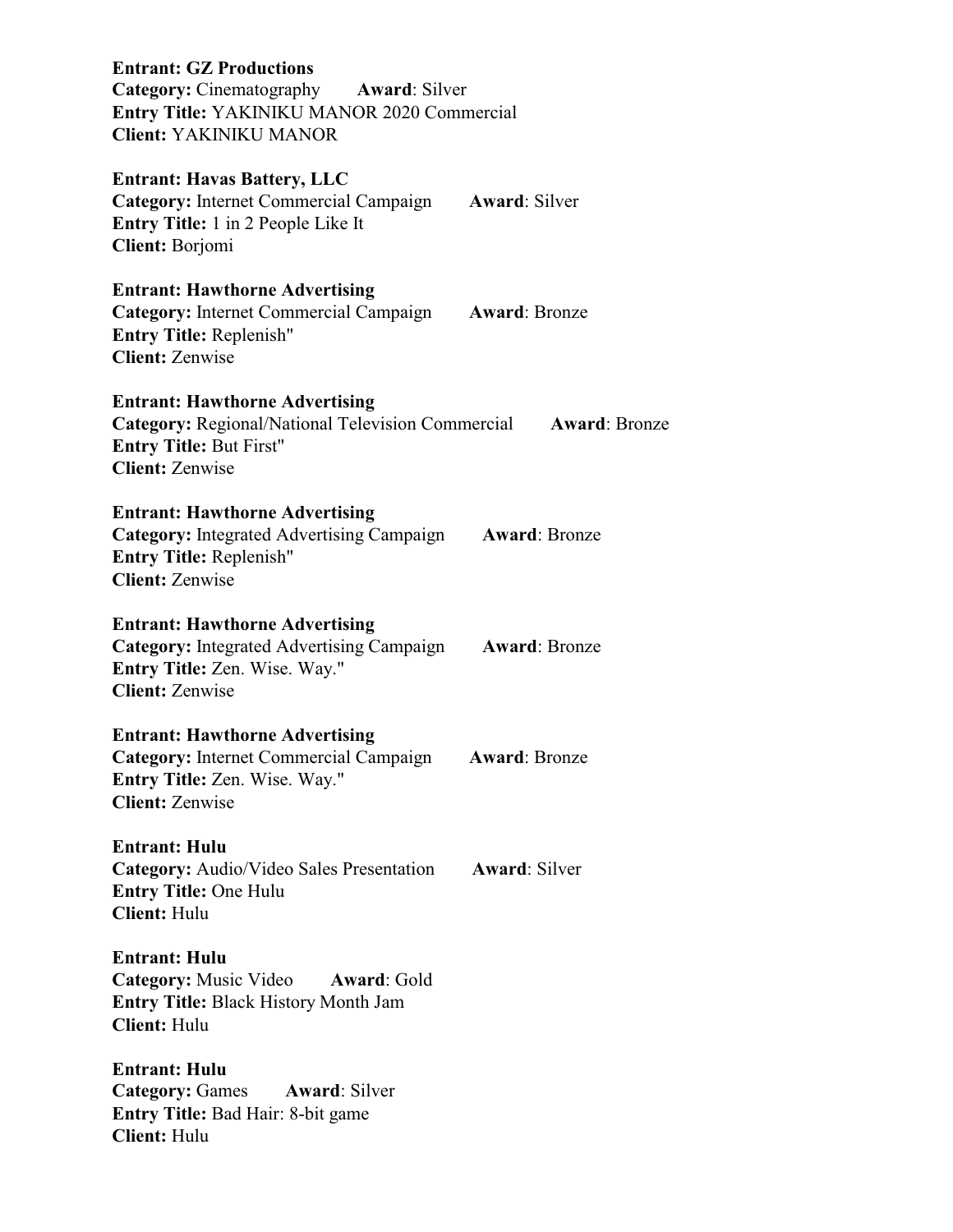**Entrant: GZ Productions**
**Category:** Cinematography **Award**: Silver
**Entry Title:** YAKINIKU MANOR 2020 Commercial
**Client:** YAKINIKU MANOR

**Entrant: Havas Battery, LLC**
**Category:** Internet Commercial Campaign **Award**: Silver
**Entry Title:** 1 in 2 People Like It
**Client:** Borjomi

**Entrant: Hawthorne Advertising**
**Category:** Internet Commercial Campaign **Award**: Bronze
**Entry Title:** Replenish"
**Client:** Zenwise

**Entrant: Hawthorne Advertising**
**Category:** Regional/National Television Commercial **Award**: Bronze
**Entry Title:** But First"
**Client:** Zenwise

**Entrant: Hawthorne Advertising**
**Category:** Integrated Advertising Campaign **Award**: Bronze
**Entry Title:** Replenish"
**Client:** Zenwise

**Entrant: Hawthorne Advertising**
**Category:** Integrated Advertising Campaign **Award**: Bronze
**Entry Title:** Zen. Wise. Way."
**Client:** Zenwise

**Entrant: Hawthorne Advertising**
**Category:** Internet Commercial Campaign **Award**: Bronze
**Entry Title:** Zen. Wise. Way."
**Client:** Zenwise

**Entrant: Hulu**
**Category:** Audio/Video Sales Presentation **Award**: Silver
**Entry Title:** One Hulu
**Client:** Hulu

**Entrant: Hulu**
**Category:** Music Video **Award**: Gold
**Entry Title:** Black History Month Jam
**Client:** Hulu

**Entrant: Hulu**
**Category:** Games **Award**: Silver
**Entry Title:** Bad Hair: 8-bit game
**Client:** Hulu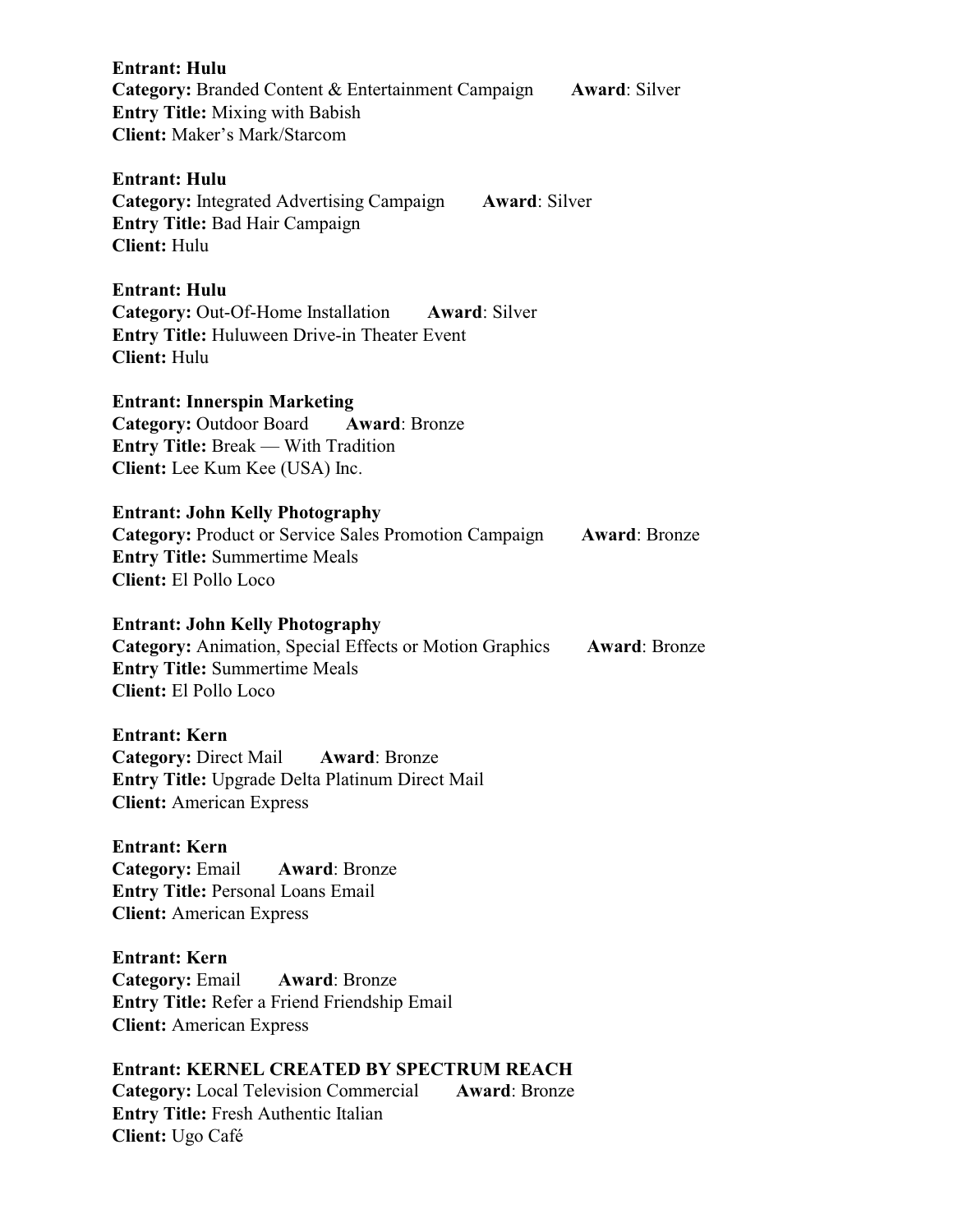**Entrant: Hulu**
**Category:** Branded Content & Entertainment Campaign **Award**: Silver
**Entry Title:** Mixing with Babish
**Client:** Maker's Mark/Starcom

**Entrant: Hulu**
**Category:** Integrated Advertising Campaign **Award**: Silver
**Entry Title:** Bad Hair Campaign
**Client:** Hulu

**Entrant: Hulu**
**Category:** Out-Of-Home Installation **Award**: Silver
**Entry Title:** Huluween Drive-in Theater Event
**Client:** Hulu

**Entrant: Innerspin Marketing**
**Category:** Outdoor Board **Award**: Bronze
**Entry Title:** Break — With Tradition
**Client:** Lee Kum Kee (USA) Inc.

**Entrant: John Kelly Photography**
**Category:** Product or Service Sales Promotion Campaign **Award**: Bronze
**Entry Title:** Summertime Meals
**Client:** El Pollo Loco

**Entrant: John Kelly Photography**
**Category:** Animation, Special Effects or Motion Graphics **Award**: Bronze
**Entry Title:** Summertime Meals
**Client:** El Pollo Loco

**Entrant: Kern**
**Category:** Direct Mail **Award**: Bronze
**Entry Title:** Upgrade Delta Platinum Direct Mail
**Client:** American Express

**Entrant: Kern**
**Category:** Email **Award**: Bronze
**Entry Title:** Personal Loans Email
**Client:** American Express

**Entrant: Kern**
**Category:** Email **Award**: Bronze
**Entry Title:** Refer a Friend Friendship Email
**Client:** American Express

**Entrant: KERNEL CREATED BY SPECTRUM REACH**
**Category:** Local Television Commercial **Award**: Bronze
**Entry Title:** Fresh Authentic Italian
**Client:** Ugo Café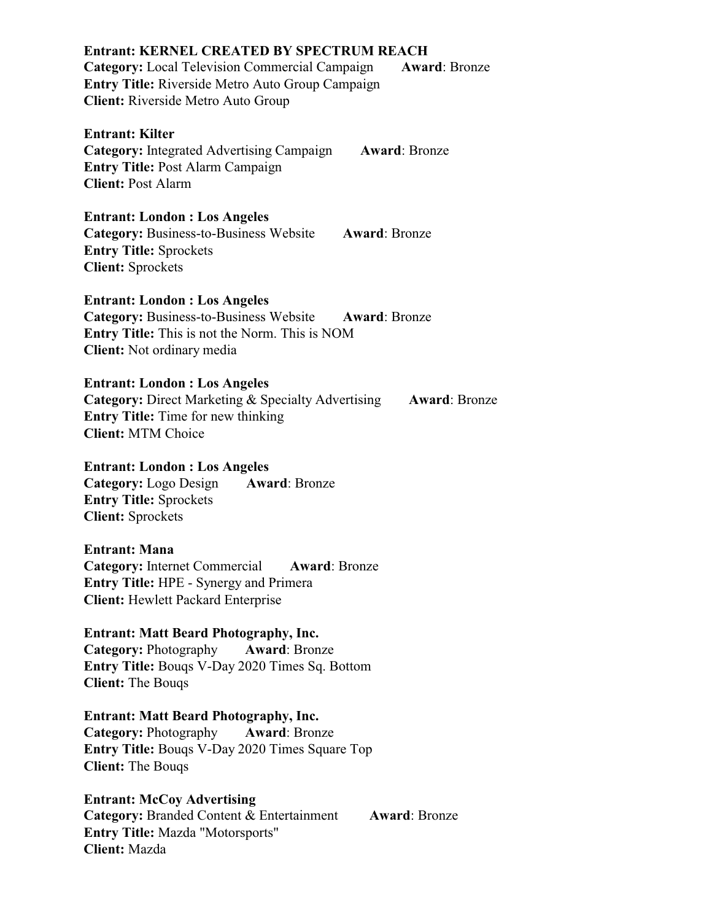**Entrant: KERNEL CREATED BY SPECTRUM REACH**
**Category:** Local Television Commercial Campaign **Award**: Bronze
**Entry Title:** Riverside Metro Auto Group Campaign
**Client:** Riverside Metro Auto Group

**Entrant: Kilter**
**Category:** Integrated Advertising Campaign **Award**: Bronze
**Entry Title:** Post Alarm Campaign
**Client:** Post Alarm

**Entrant: London : Los Angeles**
**Category:** Business-to-Business Website **Award**: Bronze
**Entry Title:** Sprockets
**Client:** Sprockets

**Entrant: London : Los Angeles**
**Category:** Business-to-Business Website **Award**: Bronze
**Entry Title:** This is not the Norm. This is NOM
**Client:** Not ordinary media

**Entrant: London : Los Angeles**
**Category:** Direct Marketing & Specialty Advertising **Award**: Bronze
**Entry Title:** Time for new thinking
**Client:** MTM Choice

**Entrant: London : Los Angeles**
**Category:** Logo Design **Award**: Bronze
**Entry Title:** Sprockets
**Client:** Sprockets

**Entrant: Mana**
**Category:** Internet Commercial **Award**: Bronze
**Entry Title:** HPE - Synergy and Primera
**Client:** Hewlett Packard Enterprise

**Entrant: Matt Beard Photography, Inc.**
**Category:** Photography **Award**: Bronze
**Entry Title:** Bouqs V-Day 2020 Times Sq. Bottom
**Client:** The Bouqs

**Entrant: Matt Beard Photography, Inc.**
**Category:** Photography **Award**: Bronze
**Entry Title:** Bouqs V-Day 2020 Times Square Top
**Client:** The Bouqs

**Entrant: McCoy Advertising**
**Category:** Branded Content & Entertainment **Award**: Bronze
**Entry Title:** Mazda "Motorsports"
**Client:** Mazda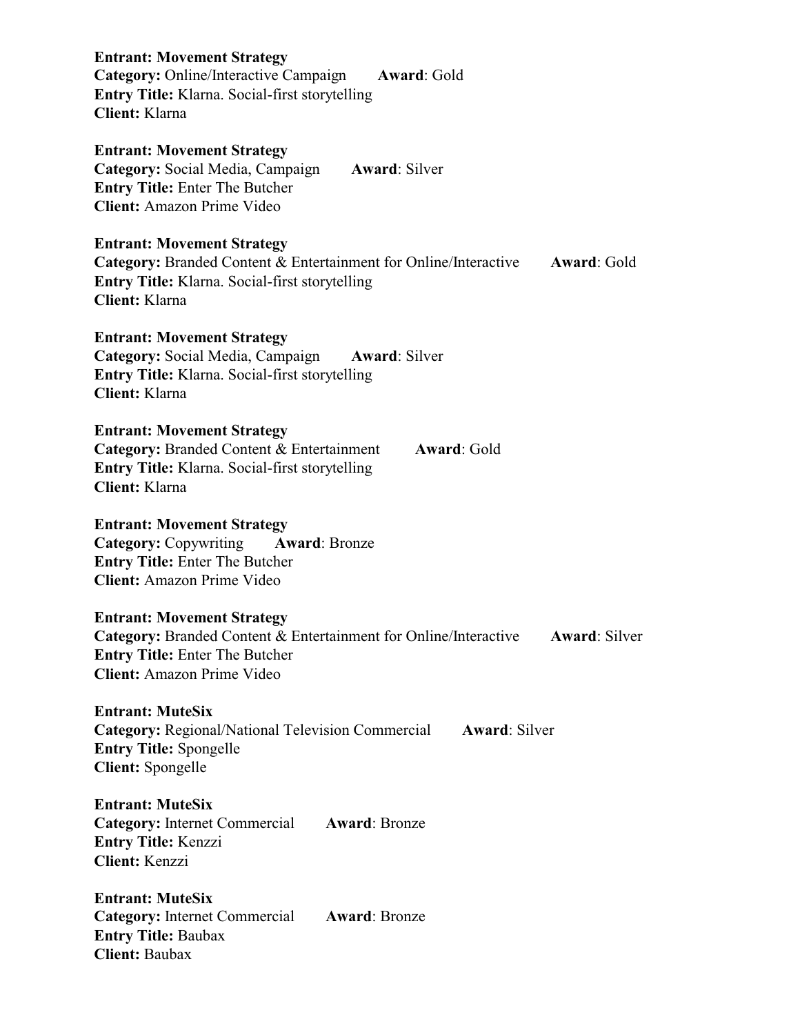**Entrant: Movement Strategy**
**Category:** Online/Interactive Campaign **Award**: Gold
**Entry Title:** Klarna. Social-first storytelling
**Client:** Klarna

**Entrant: Movement Strategy**
**Category:** Social Media, Campaign **Award**: Silver
**Entry Title:** Enter The Butcher
**Client:** Amazon Prime Video

**Entrant: Movement Strategy**
**Category:** Branded Content & Entertainment for Online/Interactive **Award**: Gold
**Entry Title:** Klarna. Social-first storytelling
**Client:** Klarna

**Entrant: Movement Strategy**
**Category:** Social Media, Campaign **Award**: Silver
**Entry Title:** Klarna. Social-first storytelling
**Client:** Klarna

**Entrant: Movement Strategy**
**Category:** Branded Content & Entertainment **Award**: Gold
**Entry Title:** Klarna. Social-first storytelling
**Client:** Klarna

**Entrant: Movement Strategy**
**Category:** Copywriting **Award**: Bronze
**Entry Title:** Enter The Butcher
**Client:** Amazon Prime Video

**Entrant: Movement Strategy**
**Category:** Branded Content & Entertainment for Online/Interactive **Award**: Silver
**Entry Title:** Enter The Butcher
**Client:** Amazon Prime Video

**Entrant: MuteSix**
**Category:** Regional/National Television Commercial **Award**: Silver
**Entry Title:** Spongelle
**Client:** Spongelle

**Entrant: MuteSix**
**Category:** Internet Commercial **Award**: Bronze
**Entry Title:** Kenzzi
**Client:** Kenzzi

**Entrant: MuteSix**
**Category:** Internet Commercial **Award**: Bronze
**Entry Title:** Baubax
**Client:** Baubax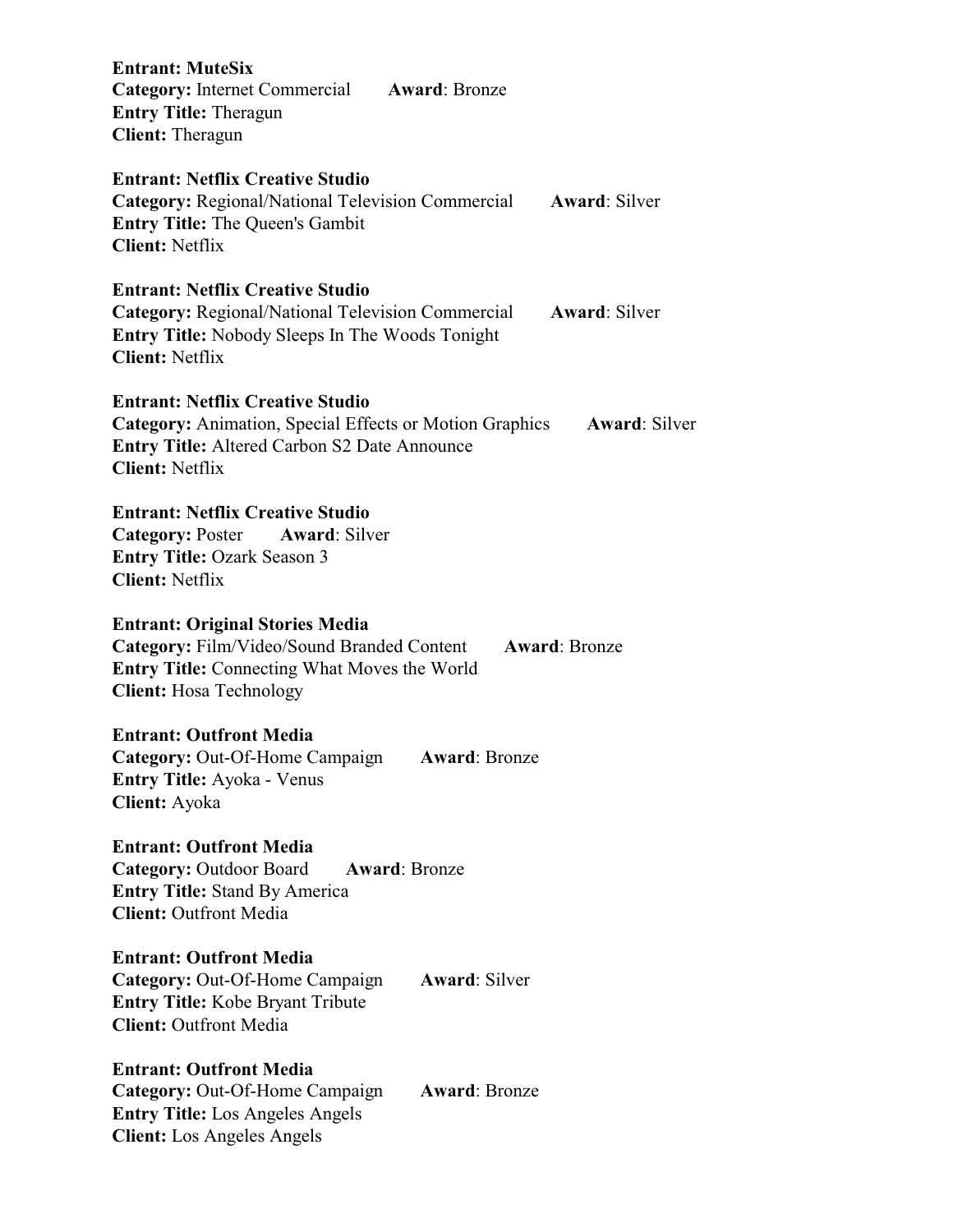**Entrant: MuteSix**
**Category:** Internet Commercial **Award**: Bronze
**Entry Title:** Theragun
**Client:** Theragun

**Entrant: Netflix Creative Studio**
**Category:** Regional/National Television Commercial **Award**: Silver
**Entry Title:** The Queen's Gambit
**Client:** Netflix

**Entrant: Netflix Creative Studio**
**Category:** Regional/National Television Commercial **Award**: Silver
**Entry Title:** Nobody Sleeps In The Woods Tonight
**Client:** Netflix

**Entrant: Netflix Creative Studio**
**Category:** Animation, Special Effects or Motion Graphics **Award**: Silver
**Entry Title:** Altered Carbon S2 Date Announce
**Client:** Netflix

**Entrant: Netflix Creative Studio**
**Category:** Poster **Award**: Silver
**Entry Title:** Ozark Season 3
**Client:** Netflix

**Entrant: Original Stories Media**
**Category:** Film/Video/Sound Branded Content **Award**: Bronze
**Entry Title:** Connecting What Moves the World
**Client:** Hosa Technology

**Entrant: Outfront Media**
**Category:** Out-Of-Home Campaign **Award**: Bronze
**Entry Title:** Ayoka - Venus
**Client:** Ayoka

**Entrant: Outfront Media**
**Category:** Outdoor Board **Award**: Bronze
**Entry Title:** Stand By America
**Client:** Outfront Media

**Entrant: Outfront Media**
**Category:** Out-Of-Home Campaign **Award**: Silver
**Entry Title:** Kobe Bryant Tribute
**Client:** Outfront Media

**Entrant: Outfront Media**
**Category:** Out-Of-Home Campaign **Award**: Bronze
**Entry Title:** Los Angeles Angels
**Client:** Los Angeles Angels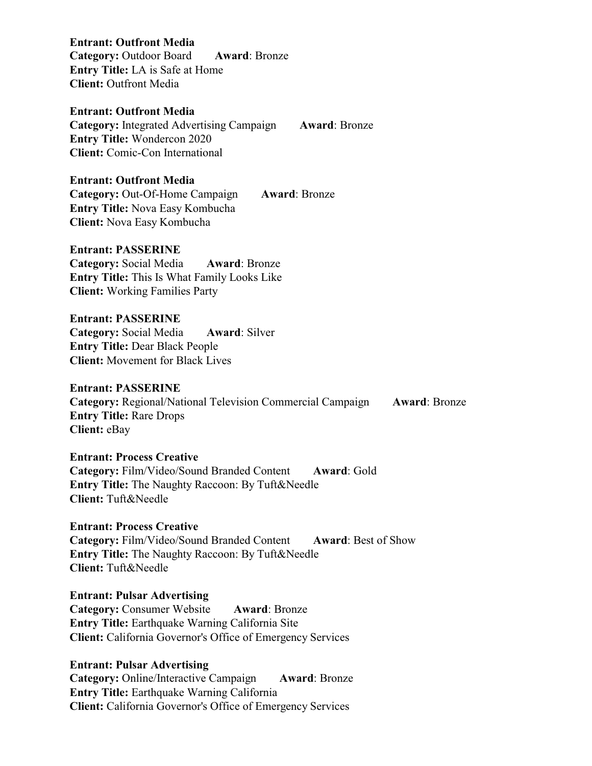**Entrant: Outfront Media**
**Category:** Outdoor Board **Award**: Bronze
**Entry Title:** LA is Safe at Home
**Client:** Outfront Media

**Entrant: Outfront Media**
**Category:** Integrated Advertising Campaign **Award**: Bronze
**Entry Title:** Wondercon 2020
**Client:** Comic-Con International

**Entrant: Outfront Media**
**Category:** Out-Of-Home Campaign **Award**: Bronze
**Entry Title:** Nova Easy Kombucha
**Client:** Nova Easy Kombucha

**Entrant: PASSERINE**
**Category:** Social Media **Award**: Bronze
**Entry Title:** This Is What Family Looks Like
**Client:** Working Families Party

**Entrant: PASSERINE**
**Category:** Social Media **Award**: Silver
**Entry Title:** Dear Black People
**Client:** Movement for Black Lives

**Entrant: PASSERINE**
**Category:** Regional/National Television Commercial Campaign **Award**: Bronze
**Entry Title:** Rare Drops
**Client:** eBay

**Entrant: Process Creative**
**Category:** Film/Video/Sound Branded Content **Award**: Gold
**Entry Title:** The Naughty Raccoon: By Tuft&Needle
**Client:** Tuft&Needle

**Entrant: Process Creative**
**Category:** Film/Video/Sound Branded Content **Award**: Best of Show
**Entry Title:** The Naughty Raccoon: By Tuft&Needle
**Client:** Tuft&Needle

**Entrant: Pulsar Advertising**
**Category:** Consumer Website **Award**: Bronze
**Entry Title:** Earthquake Warning California Site
**Client:** California Governor's Office of Emergency Services

**Entrant: Pulsar Advertising**
**Category:** Online/Interactive Campaign **Award**: Bronze
**Entry Title:** Earthquake Warning California
**Client:** California Governor's Office of Emergency Services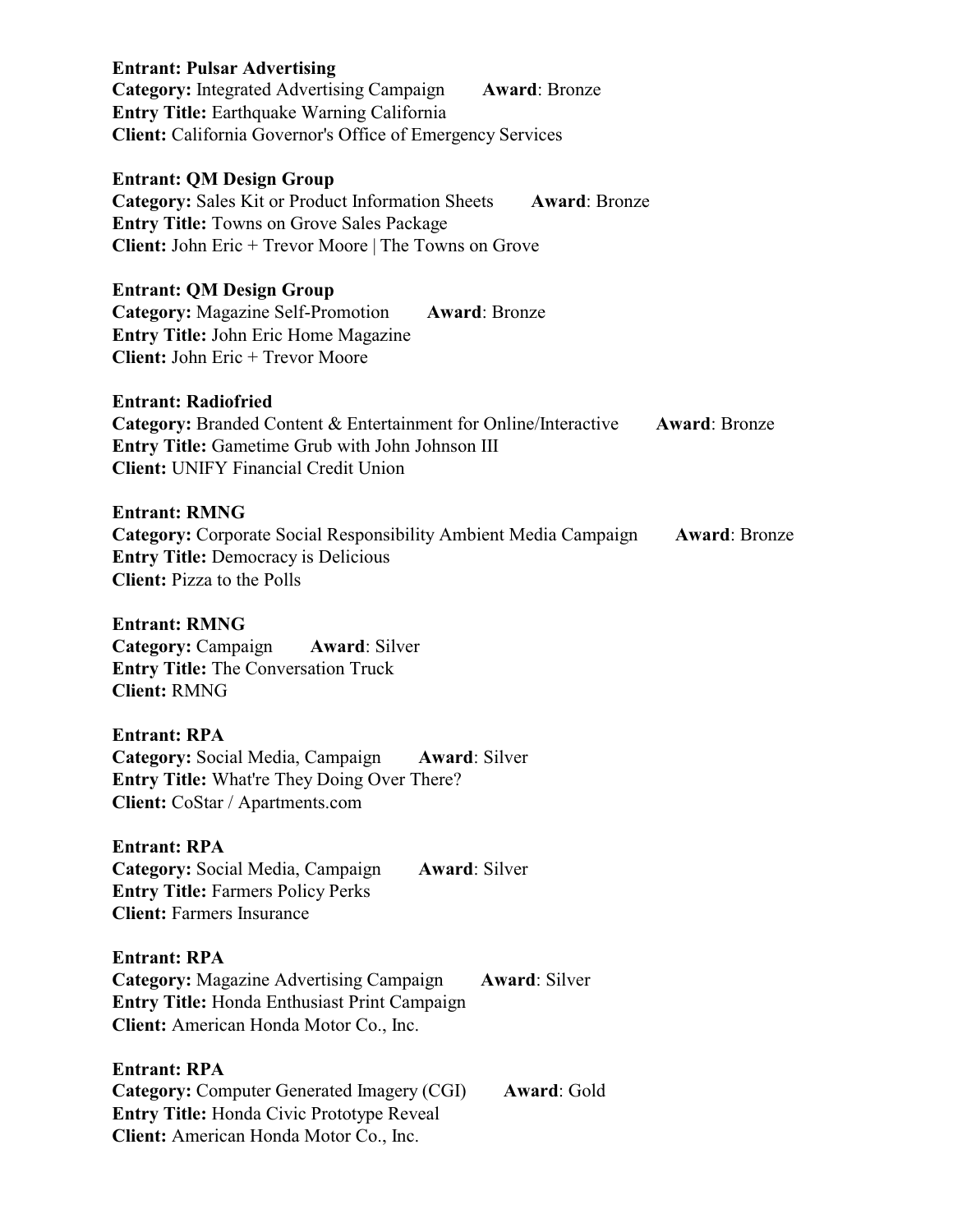**Entrant: Pulsar Advertising**
**Category:** Integrated Advertising Campaign **Award**: Bronze
**Entry Title:** Earthquake Warning California
**Client:** California Governor's Office of Emergency Services

**Entrant: QM Design Group**
**Category:** Sales Kit or Product Information Sheets **Award**: Bronze
**Entry Title:** Towns on Grove Sales Package
**Client:** John Eric + Trevor Moore | The Towns on Grove

**Entrant: QM Design Group**
**Category:** Magazine Self-Promotion **Award**: Bronze
**Entry Title:** John Eric Home Magazine
**Client:** John Eric + Trevor Moore

**Entrant: Radiofried**
**Category:** Branded Content & Entertainment for Online/Interactive **Award**: Bronze
**Entry Title:** Gametime Grub with John Johnson III
**Client:** UNIFY Financial Credit Union

**Entrant: RMNG**
**Category:** Corporate Social Responsibility Ambient Media Campaign **Award**: Bronze
**Entry Title:** Democracy is Delicious
**Client:** Pizza to the Polls

**Entrant: RMNG**
**Category:** Campaign **Award**: Silver
**Entry Title:** The Conversation Truck
**Client:** RMNG

**Entrant: RPA**
**Category:** Social Media, Campaign **Award**: Silver
**Entry Title:** What're They Doing Over There?
**Client:** CoStar / Apartments.com

**Entrant: RPA**
**Category:** Social Media, Campaign **Award**: Silver
**Entry Title:** Farmers Policy Perks
**Client:** Farmers Insurance

**Entrant: RPA**
**Category:** Magazine Advertising Campaign **Award**: Silver
**Entry Title:** Honda Enthusiast Print Campaign
**Client:** American Honda Motor Co., Inc.

**Entrant: RPA**
**Category:** Computer Generated Imagery (CGI) **Award**: Gold
**Entry Title:** Honda Civic Prototype Reveal
**Client:** American Honda Motor Co., Inc.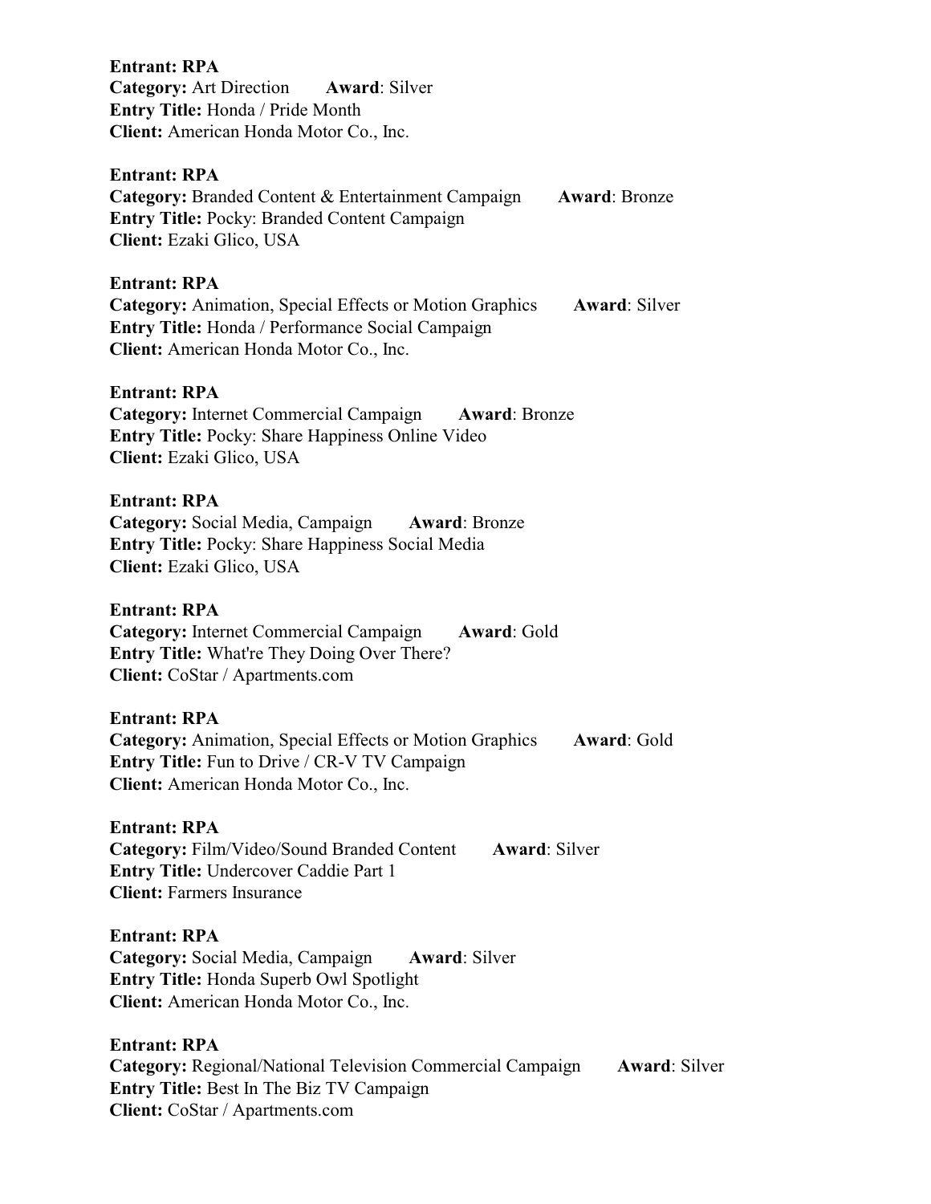**Entrant: RPA**
**Category:** Art Direction **Award**: Silver
**Entry Title:** Honda / Pride Month
**Client:** American Honda Motor Co., Inc.

**Entrant: RPA**
**Category:** Branded Content & Entertainment Campaign **Award**: Bronze
**Entry Title:** Pocky: Branded Content Campaign
**Client:** Ezaki Glico, USA

**Entrant: RPA**
**Category:** Animation, Special Effects or Motion Graphics **Award**: Silver
**Entry Title:** Honda / Performance Social Campaign
**Client:** American Honda Motor Co., Inc.

**Entrant: RPA**
**Category:** Internet Commercial Campaign **Award**: Bronze
**Entry Title:** Pocky: Share Happiness Online Video
**Client:** Ezaki Glico, USA

**Entrant: RPA**
**Category:** Social Media, Campaign **Award**: Bronze
**Entry Title:** Pocky: Share Happiness Social Media
**Client:** Ezaki Glico, USA

**Entrant: RPA**
**Category:** Internet Commercial Campaign **Award**: Gold
**Entry Title:** What're They Doing Over There?
**Client:** CoStar / Apartments.com

**Entrant: RPA**
**Category:** Animation, Special Effects or Motion Graphics **Award**: Gold
**Entry Title:** Fun to Drive / CR-V TV Campaign
**Client:** American Honda Motor Co., Inc.

**Entrant: RPA**
**Category:** Film/Video/Sound Branded Content **Award**: Silver
**Entry Title:** Undercover Caddie Part 1
**Client:** Farmers Insurance

**Entrant: RPA**
**Category:** Social Media, Campaign **Award**: Silver
**Entry Title:** Honda Superb Owl Spotlight
**Client:** American Honda Motor Co., Inc.

**Entrant: RPA**
**Category:** Regional/National Television Commercial Campaign **Award**: Silver
**Entry Title:** Best In The Biz TV Campaign
**Client:** CoStar / Apartments.com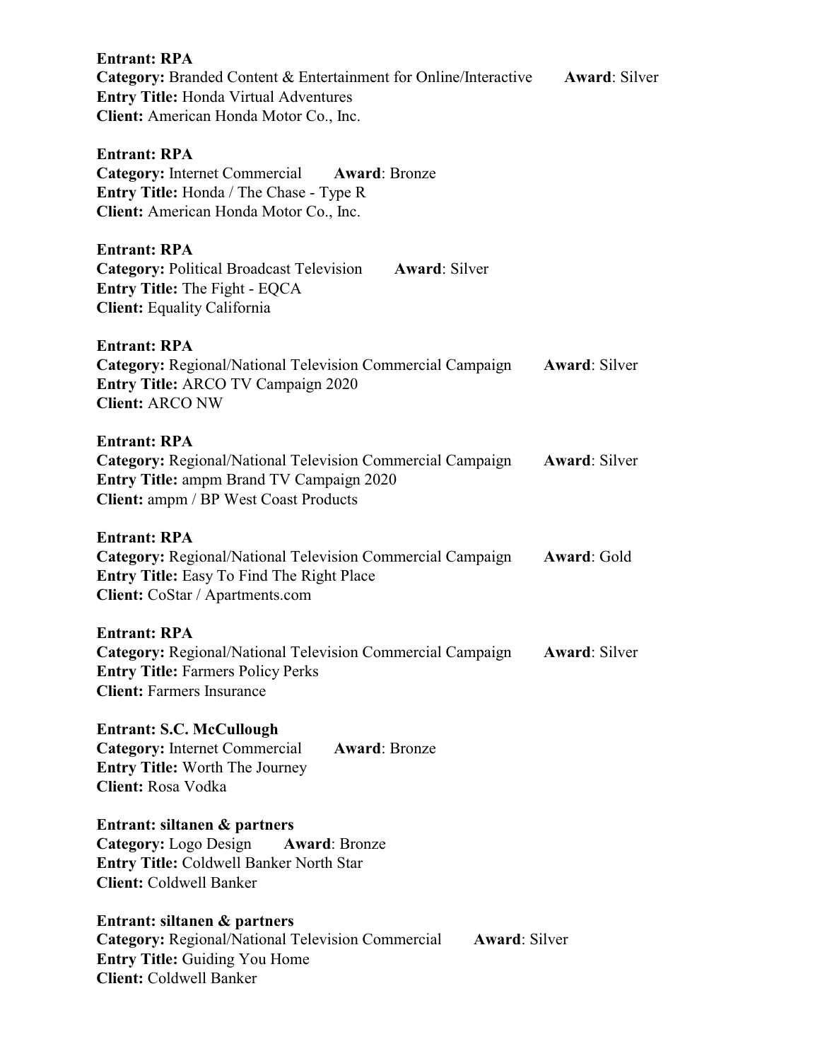**Entrant: RPA**
**Category:** Branded Content & Entertainment for Online/Interactive **Award**: Silver
**Entry Title:** Honda Virtual Adventures
**Client:** American Honda Motor Co., Inc.

**Entrant: RPA**
**Category:** Internet Commercial **Award**: Bronze
**Entry Title:** Honda / The Chase - Type R
**Client:** American Honda Motor Co., Inc.

**Entrant: RPA**
**Category:** Political Broadcast Television **Award**: Silver
**Entry Title:** The Fight - EQCA
**Client:** Equality California

**Entrant: RPA**
**Category:** Regional/National Television Commercial Campaign **Award**: Silver
**Entry Title:** ARCO TV Campaign 2020
**Client:** ARCO NW

**Entrant: RPA**
**Category:** Regional/National Television Commercial Campaign **Award**: Silver
**Entry Title:** ampm Brand TV Campaign 2020
**Client:** ampm / BP West Coast Products

**Entrant: RPA**
**Category:** Regional/National Television Commercial Campaign **Award**: Gold
**Entry Title:** Easy To Find The Right Place
**Client:** CoStar / Apartments.com

**Entrant: RPA**
**Category:** Regional/National Television Commercial Campaign **Award**: Silver
**Entry Title:** Farmers Policy Perks
**Client:** Farmers Insurance

**Entrant: S.C. McCullough**
**Category:** Internet Commercial **Award**: Bronze
**Entry Title:** Worth The Journey
**Client:** Rosa Vodka

**Entrant: siltanen & partners**
**Category:** Logo Design **Award**: Bronze
**Entry Title:** Coldwell Banker North Star
**Client:** Coldwell Banker

**Entrant: siltanen & partners**
**Category:** Regional/National Television Commercial **Award**: Silver
**Entry Title:** Guiding You Home
**Client:** Coldwell Banker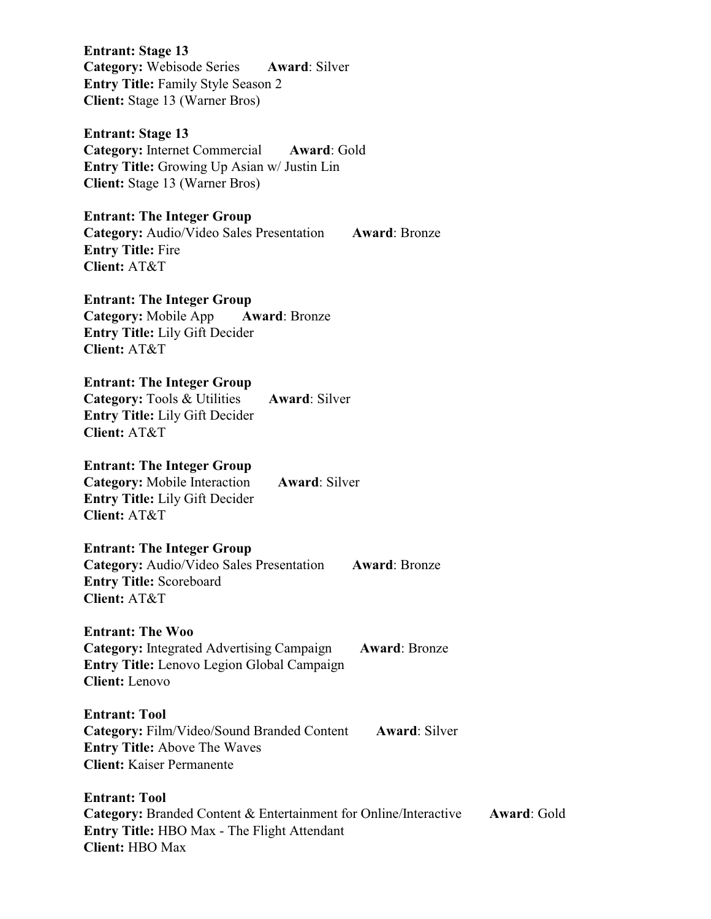**Entrant: Stage 13**
**Category:** Webisode Series **Award**: Silver
**Entry Title:** Family Style Season 2
**Client:** Stage 13 (Warner Bros)

**Entrant: Stage 13**
**Category:** Internet Commercial **Award**: Gold
**Entry Title:** Growing Up Asian w/ Justin Lin
**Client:** Stage 13 (Warner Bros)

**Entrant: The Integer Group**
**Category:** Audio/Video Sales Presentation **Award**: Bronze
**Entry Title:** Fire
**Client:** AT&T

**Entrant: The Integer Group**
**Category:** Mobile App **Award**: Bronze
**Entry Title:** Lily Gift Decider
**Client:** AT&T

**Entrant: The Integer Group**
**Category:** Tools & Utilities **Award**: Silver
**Entry Title:** Lily Gift Decider
**Client:** AT&T

**Entrant: The Integer Group**
**Category:** Mobile Interaction **Award**: Silver
**Entry Title:** Lily Gift Decider
**Client:** AT&T

**Entrant: The Integer Group**
**Category:** Audio/Video Sales Presentation **Award**: Bronze
**Entry Title:** Scoreboard
**Client:** AT&T

**Entrant: The Woo**
**Category:** Integrated Advertising Campaign **Award**: Bronze
**Entry Title:** Lenovo Legion Global Campaign
**Client:** Lenovo

**Entrant: Tool**
**Category:** Film/Video/Sound Branded Content **Award**: Silver
**Entry Title:** Above The Waves
**Client:** Kaiser Permanente

**Entrant: Tool**
**Category:** Branded Content & Entertainment for Online/Interactive **Award**: Gold
**Entry Title:** HBO Max - The Flight Attendant
**Client:** HBO Max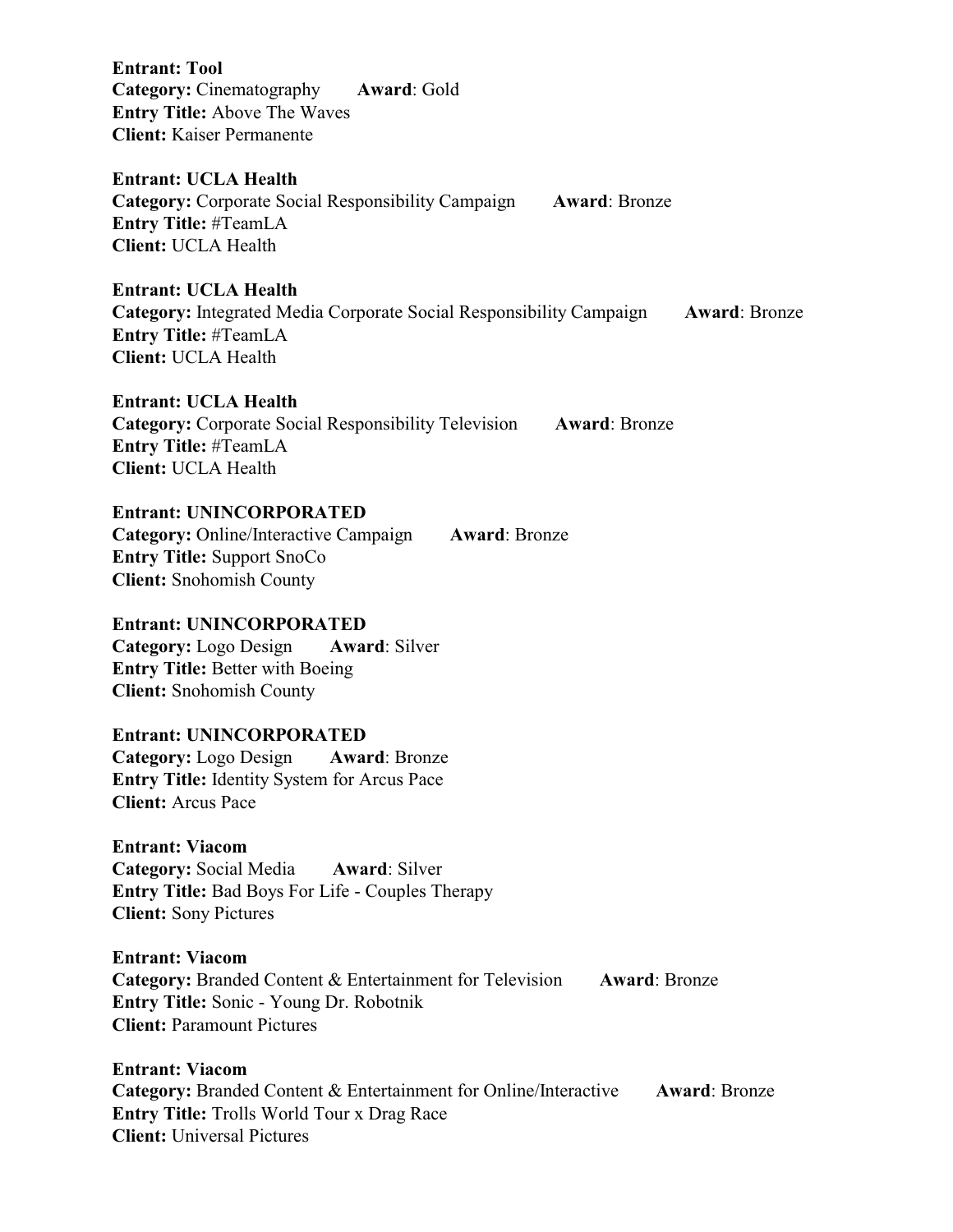**Entrant: Tool**
**Category:** Cinematography **Award**: Gold
**Entry Title:** Above The Waves
**Client:** Kaiser Permanente

**Entrant: UCLA Health**
**Category:** Corporate Social Responsibility Campaign **Award**: Bronze
**Entry Title:** #TeamLA
**Client:** UCLA Health

**Entrant: UCLA Health**
**Category:** Integrated Media Corporate Social Responsibility Campaign **Award**: Bronze
**Entry Title:** #TeamLA
**Client:** UCLA Health

**Entrant: UCLA Health**
**Category:** Corporate Social Responsibility Television **Award**: Bronze
**Entry Title:** #TeamLA
**Client:** UCLA Health

**Entrant: UNINCORPORATED**
**Category:** Online/Interactive Campaign **Award**: Bronze
**Entry Title:** Support SnoCo
**Client:** Snohomish County

**Entrant: UNINCORPORATED**
**Category:** Logo Design **Award**: Silver
**Entry Title:** Better with Boeing
**Client:** Snohomish County

**Entrant: UNINCORPORATED**
**Category:** Logo Design **Award**: Bronze
**Entry Title:** Identity System for Arcus Pace
**Client:** Arcus Pace

**Entrant: Viacom**
**Category:** Social Media **Award**: Silver
**Entry Title:** Bad Boys For Life - Couples Therapy
**Client:** Sony Pictures

**Entrant: Viacom**
**Category:** Branded Content & Entertainment for Television **Award**: Bronze
**Entry Title:** Sonic - Young Dr. Robotnik
**Client:** Paramount Pictures

**Entrant: Viacom**
**Category:** Branded Content & Entertainment for Online/Interactive **Award**: Bronze
**Entry Title:** Trolls World Tour x Drag Race
**Client:** Universal Pictures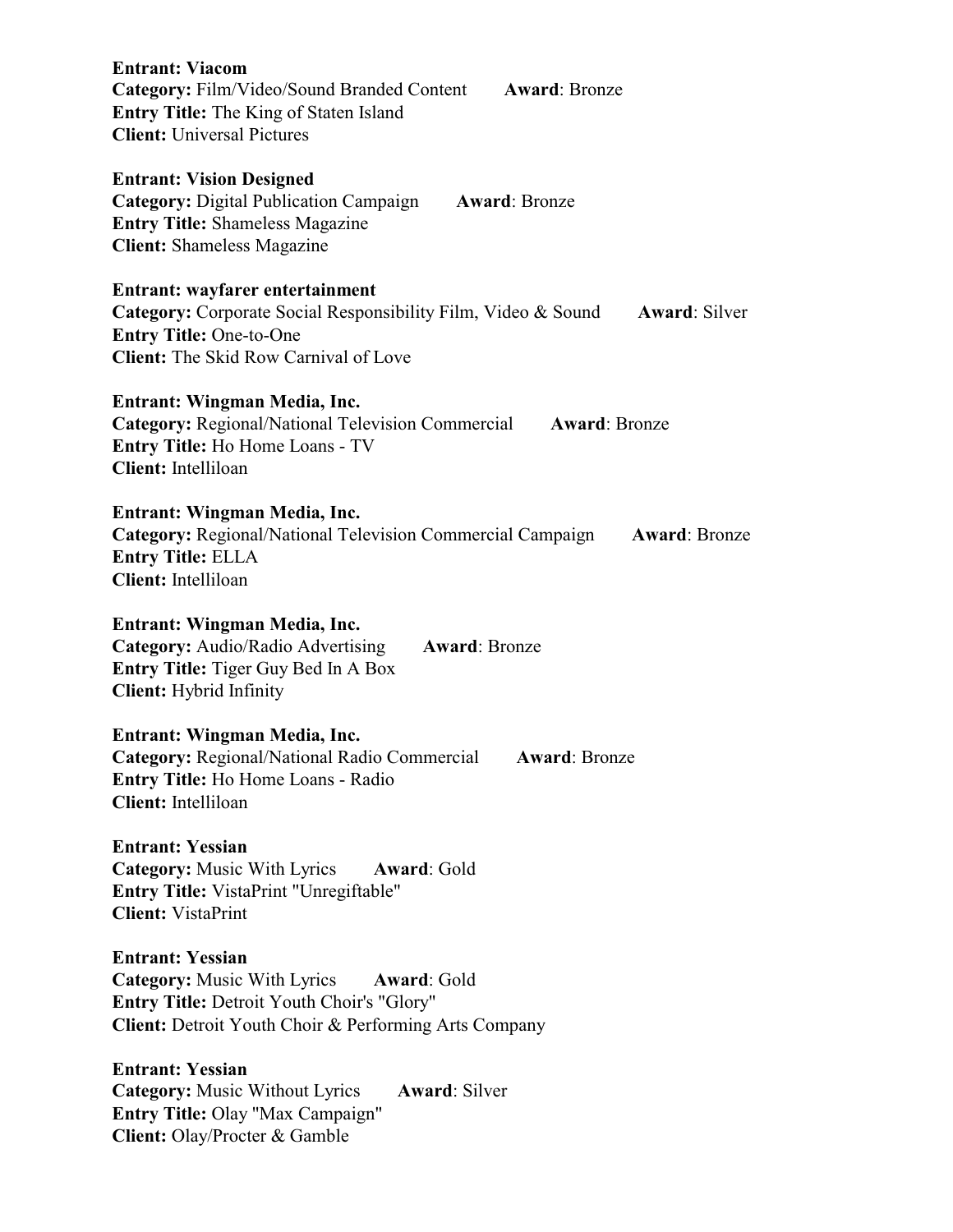**Entrant: Viacom**
**Category:** Film/Video/Sound Branded Content **Award**: Bronze
**Entry Title:** The King of Staten Island
**Client:** Universal Pictures

**Entrant: Vision Designed**
**Category:** Digital Publication Campaign **Award**: Bronze
**Entry Title:** Shameless Magazine
**Client:** Shameless Magazine

**Entrant: wayfarer entertainment**
**Category:** Corporate Social Responsibility Film, Video & Sound **Award**: Silver
**Entry Title:** One-to-One
**Client:** The Skid Row Carnival of Love

**Entrant: Wingman Media, Inc.**
**Category:** Regional/National Television Commercial **Award**: Bronze
**Entry Title:** Ho Home Loans - TV
**Client:** Intelliloan

**Entrant: Wingman Media, Inc.**
**Category:** Regional/National Television Commercial Campaign **Award**: Bronze
**Entry Title:** ELLA
**Client:** Intelliloan

**Entrant: Wingman Media, Inc.**
**Category:** Audio/Radio Advertising **Award**: Bronze
**Entry Title:** Tiger Guy Bed In A Box
**Client:** Hybrid Infinity

**Entrant: Wingman Media, Inc.**
**Category:** Regional/National Radio Commercial **Award**: Bronze
**Entry Title:** Ho Home Loans - Radio
**Client:** Intelliloan

**Entrant: Yessian**
**Category:** Music With Lyrics **Award**: Gold
**Entry Title:** VistaPrint "Unregiftable"
**Client:** VistaPrint

**Entrant: Yessian**
**Category:** Music With Lyrics **Award**: Gold
**Entry Title:** Detroit Youth Choir's "Glory"
**Client:** Detroit Youth Choir & Performing Arts Company

**Entrant: Yessian**
**Category:** Music Without Lyrics **Award**: Silver
**Entry Title:** Olay "Max Campaign"
**Client:** Olay/Procter & Gamble